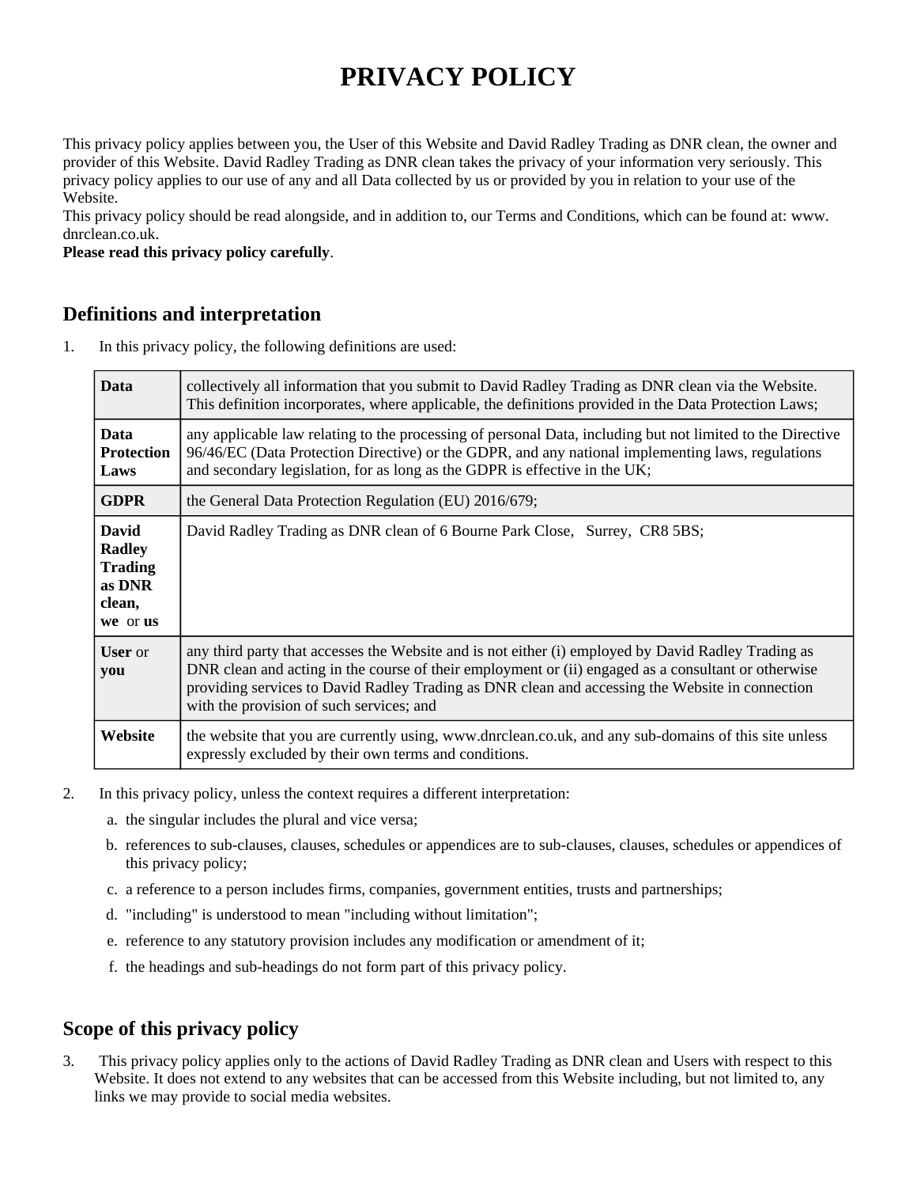# PRIVACY POLICY

This privacy policy applies between you, the User of this Website and David Radley Trading as DNR clean, the owner and provider of this Website. David Radley Trading as DNR clean takes the privacy of your information very seriously. This privacy policy applies to our use of any and all Data collected by us or provided by you in relation to your use of the Website.

This privacy policy should be read alongside, and in addition to, our Terms and Conditions, which can be found at: www. dnrclean.co.uk.

**Please read this privacy policy carefully**.

## Definitions and interpretation

1. In this privacy policy, the following definitions are used:

| | |
|---|---|
| **Data** | collectively all information that you submit to David Radley Trading as DNR clean via the Website. This definition incorporates, where applicable, the definitions provided in the Data Protection Laws; |
| **Data Protection Laws** | any applicable law relating to the processing of personal Data, including but not limited to the Directive 96/46/EC (Data Protection Directive) or the GDPR, and any national implementing laws, regulations and secondary legislation, for as long as the GDPR is effective in the UK; |
| **GDPR** | the General Data Protection Regulation (EU) 2016/679; |
| **David Radley Trading as DNR clean, we** or **us** | David Radley Trading as DNR clean of 6 Bourne Park Close, Surrey, CR8 5BS; |
| **User** or **you** | any third party that accesses the Website and is not either (i) employed by David Radley Trading as DNR clean and acting in the course of their employment or (ii) engaged as a consultant or otherwise providing services to David Radley Trading as DNR clean and accessing the Website in connection with the provision of such services; and |
| **Website** | the website that you are currently using, www.dnrclean.co.uk, and any sub-domains of this site unless expressly excluded by their own terms and conditions. |

2. In this privacy policy, unless the context requires a different interpretation:
   a. the singular includes the plural and vice versa;
   b. references to sub-clauses, clauses, schedules or appendices are to sub-clauses, clauses, schedules or appendices of this privacy policy;
   c. a reference to a person includes firms, companies, government entities, trusts and partnerships;
   d. "including" is understood to mean "including without limitation";
   e. reference to any statutory provision includes any modification or amendment of it;
   f. the headings and sub-headings do not form part of this privacy policy.

## Scope of this privacy policy

3. This privacy policy applies only to the actions of David Radley Trading as DNR clean and Users with respect to this Website. It does not extend to any websites that can be accessed from this Website including, but not limited to, any links we may provide to social media websites.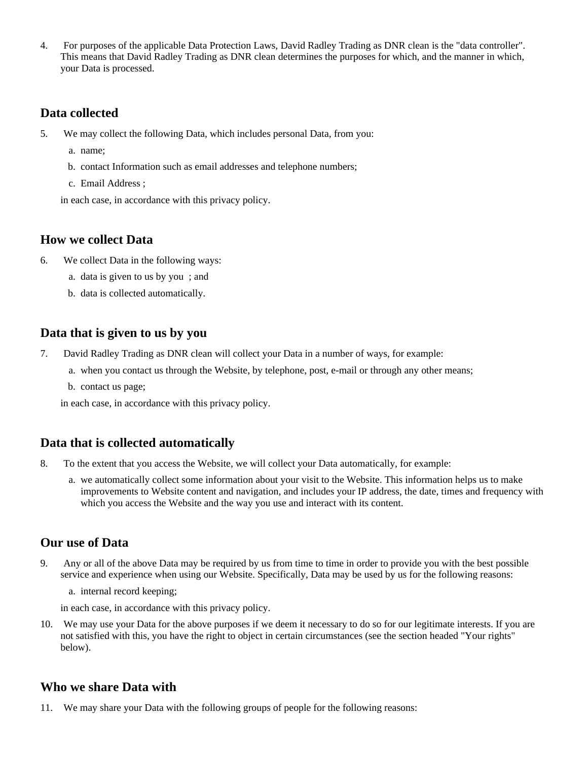4. For purposes of the applicable Data Protection Laws, David Radley Trading as DNR clean is the "data controller". This means that David Radley Trading as DNR clean determines the purposes for which, and the manner in which, your Data is processed.

## Data collected

5. We may collect the following Data, which includes personal Data, from you:
   a. name;
   b. contact Information such as email addresses and telephone numbers;
   c. Email Address ;

   in each case, in accordance with this privacy policy.

## How we collect Data

6. We collect Data in the following ways:
   a. data is given to us by you ; and
   b. data is collected automatically.

## Data that is given to us by you

7. David Radley Trading as DNR clean will collect your Data in a number of ways, for example:
   a. when you contact us through the Website, by telephone, post, e-mail or through any other means;
   b. contact us page;

   in each case, in accordance with this privacy policy.

## Data that is collected automatically

8. To the extent that you access the Website, we will collect your Data automatically, for example:
   a. we automatically collect some information about your visit to the Website. This information helps us to make improvements to Website content and navigation, and includes your IP address, the date, times and frequency with which you access the Website and the way you use and interact with its content.

## Our use of Data

9. Any or all of the above Data may be required by us from time to time in order to provide you with the best possible service and experience when using our Website. Specifically, Data may be used by us for the following reasons:
   a. internal record keeping;

   in each case, in accordance with this privacy policy.

10. We may use your Data for the above purposes if we deem it necessary to do so for our legitimate interests. If you are not satisfied with this, you have the right to object in certain circumstances (see the section headed "Your rights" below).

## Who we share Data with

11. We may share your Data with the following groups of people for the following reasons: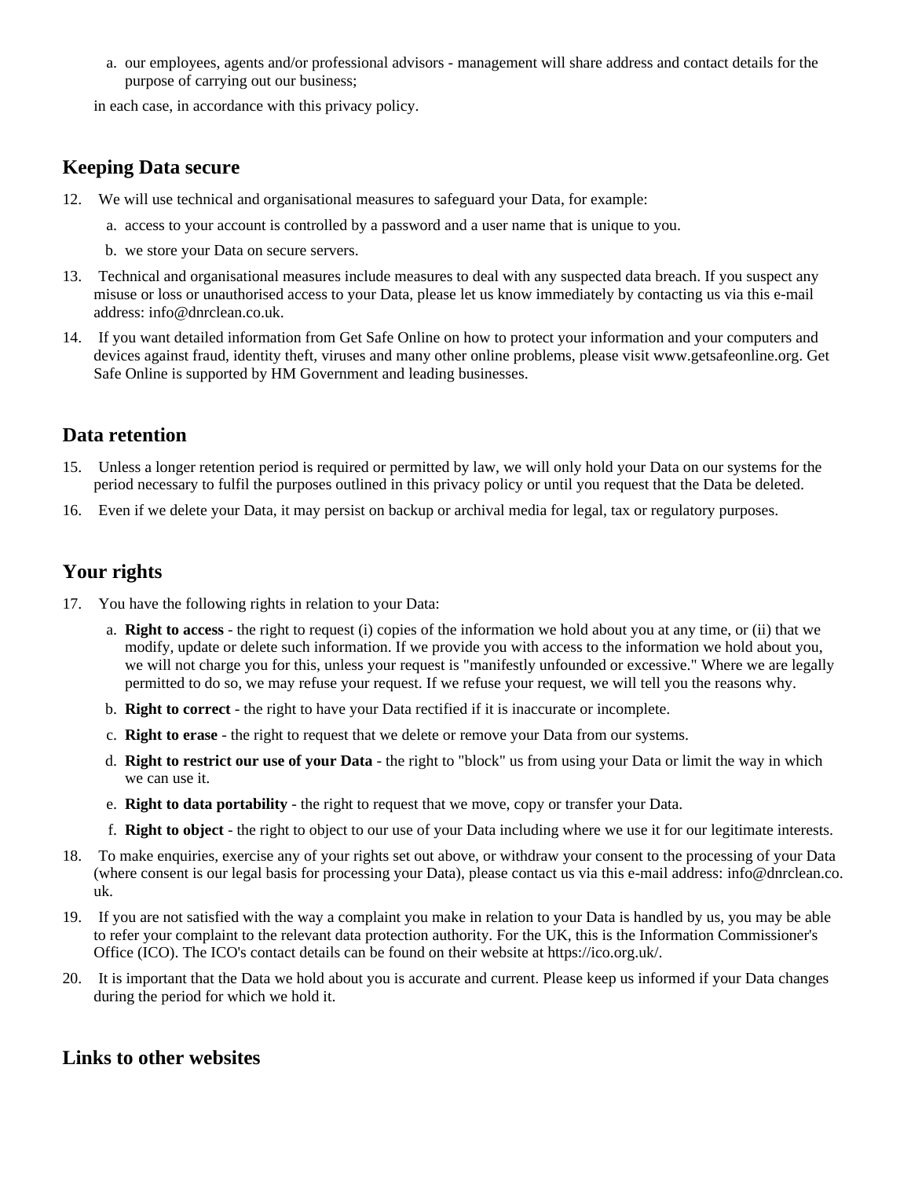a. our employees, agents and/or professional advisors - management will share address and contact details for the purpose of carrying out our business;

in each case, in accordance with this privacy policy.

## Keeping Data secure

12. We will use technical and organisational measures to safeguard your Data, for example:
    a. access to your account is controlled by a password and a user name that is unique to you.
    b. we store your Data on secure servers.
13. Technical and organisational measures include measures to deal with any suspected data breach. If you suspect any misuse or loss or unauthorised access to your Data, please let us know immediately by contacting us via this e-mail address: info@dnrclean.co.uk.
14. If you want detailed information from Get Safe Online on how to protect your information and your computers and devices against fraud, identity theft, viruses and many other online problems, please visit www.getsafeonline.org. Get Safe Online is supported by HM Government and leading businesses.

## Data retention

15. Unless a longer retention period is required or permitted by law, we will only hold your Data on our systems for the period necessary to fulfil the purposes outlined in this privacy policy or until you request that the Data be deleted.
16. Even if we delete your Data, it may persist on backup or archival media for legal, tax or regulatory purposes.

## Your rights

17. You have the following rights in relation to your Data:
    a. **Right to access** - the right to request (i) copies of the information we hold about you at any time, or (ii) that we modify, update or delete such information. If we provide you with access to the information we hold about you, we will not charge you for this, unless your request is "manifestly unfounded or excessive." Where we are legally permitted to do so, we may refuse your request. If we refuse your request, we will tell you the reasons why.
    b. **Right to correct** - the right to have your Data rectified if it is inaccurate or incomplete.
    c. **Right to erase** - the right to request that we delete or remove your Data from our systems.
    d. **Right to restrict our use of your Data** - the right to "block" us from using your Data or limit the way in which we can use it.
    e. **Right to data portability** - the right to request that we move, copy or transfer your Data.
    f. **Right to object** - the right to object to our use of your Data including where we use it for our legitimate interests.
18. To make enquiries, exercise any of your rights set out above, or withdraw your consent to the processing of your Data (where consent is our legal basis for processing your Data), please contact us via this e-mail address: info@dnrclean.co.uk.
19. If you are not satisfied with the way a complaint you make in relation to your Data is handled by us, you may be able to refer your complaint to the relevant data protection authority. For the UK, this is the Information Commissioner's Office (ICO). The ICO's contact details can be found on their website at https://ico.org.uk/.
20. It is important that the Data we hold about you is accurate and current. Please keep us informed if your Data changes during the period for which we hold it.

## Links to other websites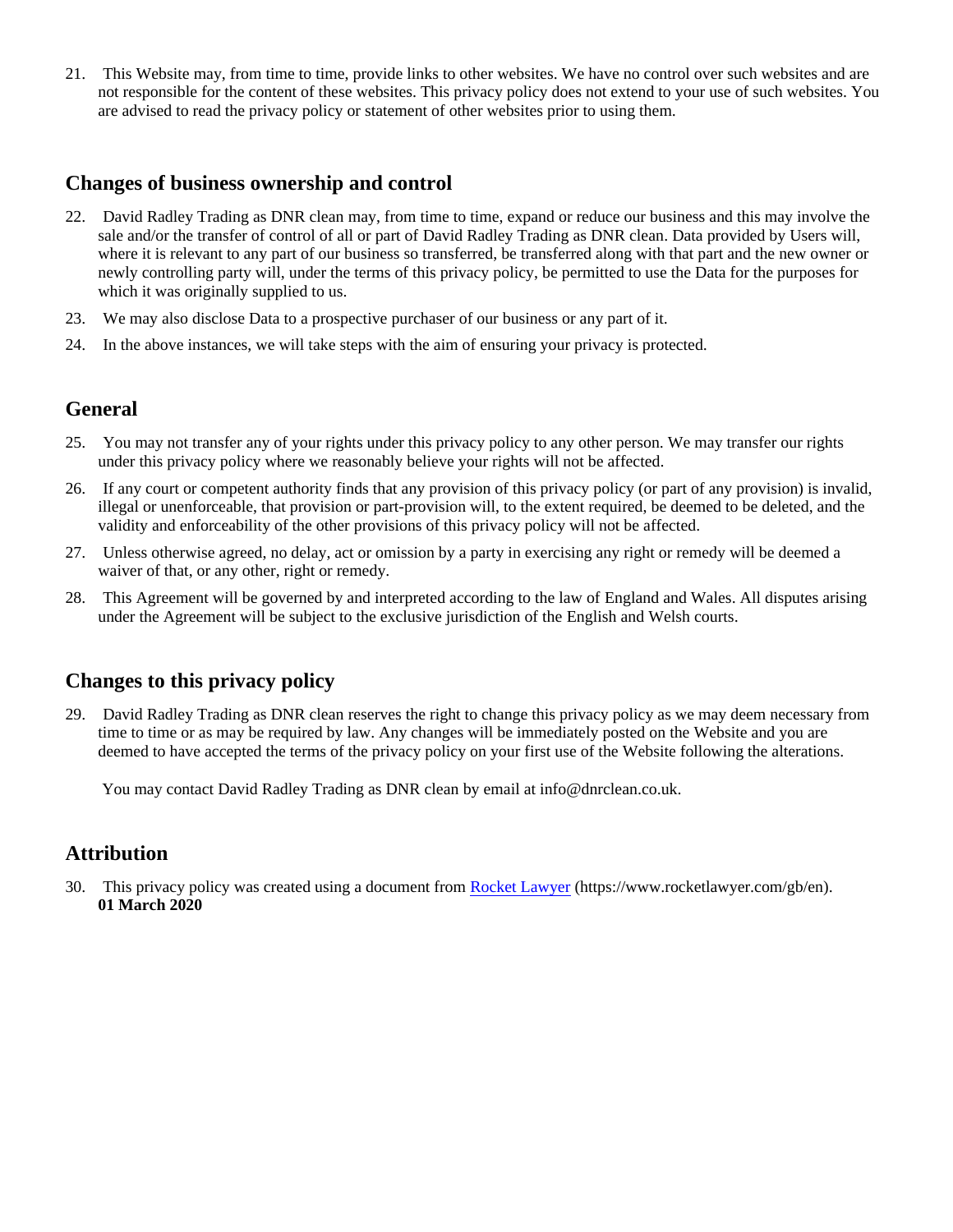21. This Website may, from time to time, provide links to other websites. We have no control over such websites and are not responsible for the content of these websites. This privacy policy does not extend to your use of such websites. You are advised to read the privacy policy or statement of other websites prior to using them.

## Changes of business ownership and control

22. David Radley Trading as DNR clean may, from time to time, expand or reduce our business and this may involve the sale and/or the transfer of control of all or part of David Radley Trading as DNR clean. Data provided by Users will, where it is relevant to any part of our business so transferred, be transferred along with that part and the new owner or newly controlling party will, under the terms of this privacy policy, be permitted to use the Data for the purposes for which it was originally supplied to us.
23. We may also disclose Data to a prospective purchaser of our business or any part of it.
24. In the above instances, we will take steps with the aim of ensuring your privacy is protected.

## General

25. You may not transfer any of your rights under this privacy policy to any other person. We may transfer our rights under this privacy policy where we reasonably believe your rights will not be affected.
26. If any court or competent authority finds that any provision of this privacy policy (or part of any provision) is invalid, illegal or unenforceable, that provision or part-provision will, to the extent required, be deemed to be deleted, and the validity and enforceability of the other provisions of this privacy policy will not be affected.
27. Unless otherwise agreed, no delay, act or omission by a party in exercising any right or remedy will be deemed a waiver of that, or any other, right or remedy.
28. This Agreement will be governed by and interpreted according to the law of England and Wales. All disputes arising under the Agreement will be subject to the exclusive jurisdiction of the English and Welsh courts.

## Changes to this privacy policy

29. David Radley Trading as DNR clean reserves the right to change this privacy policy as we may deem necessary from time to time or as may be required by law. Any changes will be immediately posted on the Website and you are deemed to have accepted the terms of the privacy policy on your first use of the Website following the alterations.

    You may contact David Radley Trading as DNR clean by email at info@dnrclean.co.uk.

## Attribution

30. This privacy policy was created using a document from [Rocket Lawyer](https://www.rocketlawyer.com/gb/en) (https://www.rocketlawyer.com/gb/en).
    **01 March 2020**